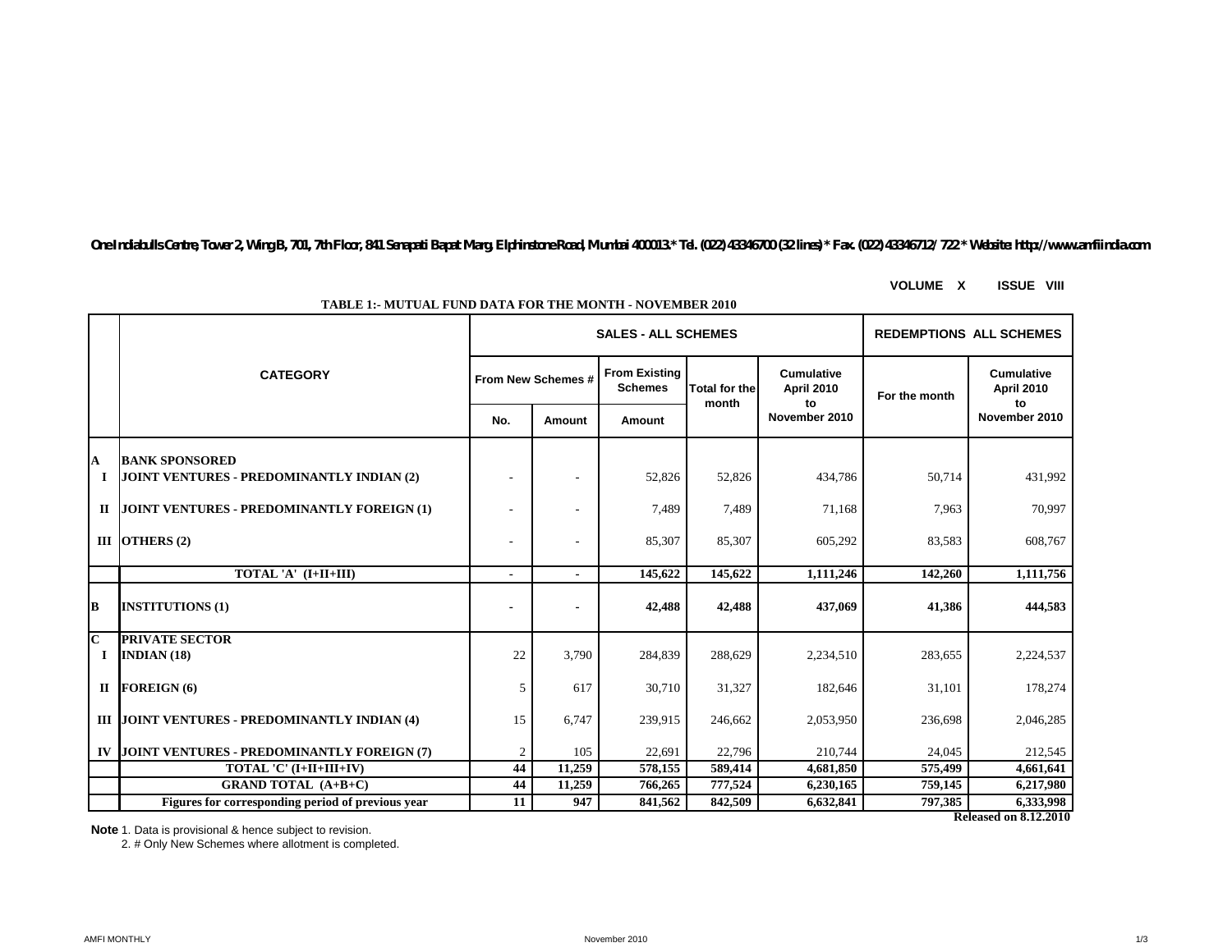One Indiabulls Centre, Tower 2, Wing B, 701, 7th Floor, 841 Senapati Bapat Marg, Elphinstone Road, Mumbai 400013.* Tel. (022) 43346700 (32 lines) * Fax. (022) 43346712/ 722 * Website: http://www.amfiindia.com

**VOLUME X ISSUE VIII**

**TABLE 1:- MUTUAL FUND DATA FOR THE MONTH - NOVEMBER 2010**

| | CATEGORY | SALES - ALL SCHEMES | | | | | REDEMPTIONS ALL SCHEMES | |
|---|---|---|---|---|---|---|---|---|
| | | From New Schemes # | | From Existing Schemes | Total for the month | Cumulative April 2010 to November 2010 | For the month | Cumulative April 2010 to November 2010 |
| | | No. | Amount | Amount | | | | |
| **A** | **BANK SPONSORED** | | | | | | | |
| **I** | **JOINT VENTURES - PREDOMINANTLY INDIAN (2)** | - | - | 52,826 | 52,826 | 434,786 | 50,714 | 431,992 |
| **II** | **JOINT VENTURES - PREDOMINANTLY FOREIGN (1)** | - | - | 7,489 | 7,489 | 71,168 | 7,963 | 70,997 |
| **III** | **OTHERS (2)** | - | - | 85,307 | 85,307 | 605,292 | 83,583 | 608,767 |
| | **TOTAL 'A' (I+II+III)** | **-** | **-** | **145,622** | **145,622** | **1,111,246** | **142,260** | **1,111,756** |
| **B** | **INSTITUTIONS (1)** | **-** | **-** | **42,488** | **42,488** | **437,069** | **41,386** | **444,583** |
| **C** | **PRIVATE SECTOR** | | | | | | | |
| **I** | **INDIAN (18)** | 22 | 3,790 | 284,839 | 288,629 | 2,234,510 | 283,655 | 2,224,537 |
| **II** | **FOREIGN (6)** | 5 | 617 | 30,710 | 31,327 | 182,646 | 31,101 | 178,274 |
| **III** | **JOINT VENTURES - PREDOMINANTLY INDIAN (4)** | 15 | 6,747 | 239,915 | 246,662 | 2,053,950 | 236,698 | 2,046,285 |
| **IV** | **JOINT VENTURES - PREDOMINANTLY FOREIGN (7)** | 2 | 105 | 22,691 | 22,796 | 210,744 | 24,045 | 212,545 |
| | **TOTAL 'C' (I+II+III+IV)** | **44** | **11,259** | **578,155** | **589,414** | **4,681,850** | **575,499** | **4,661,641** |
| | **GRAND TOTAL (A+B+C)** | **44** | **11,259** | **766,265** | **777,524** | **6,230,165** | **759,145** | **6,217,980** |
| | **Figures for corresponding period of previous year** | **11** | **947** | **841,562** | **842,509** | **6,632,841** | **797,385** | **6,333,998** |

**Released on 8.12.2010**

**Note** 1. Data is provisional & hence subject to revision.

2. # Only New Schemes where allotment is completed.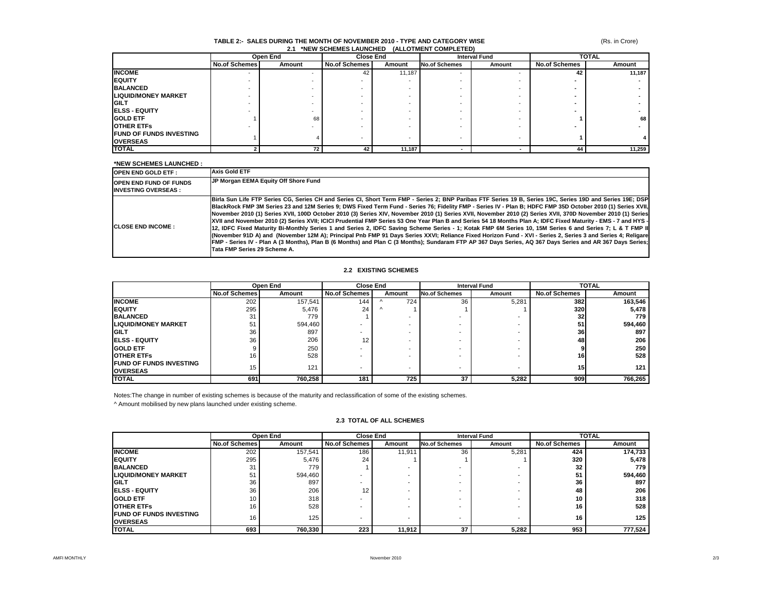# TABLE 2:- SALES DURING THE MONTH OF NOVEMBER 2010 - TYPE AND CATEGORY WISE

(Rs. in Crore)

## 2.1 *NEW SCHEMES LAUNCHED (ALLOTMENT COMPLETED)

| | Open End | | Close End | | Interval Fund | | TOTAL | |
|---|---|---|---|---|---|---|---|---|
| | No.of Schemes | Amount | No.of Schemes | Amount | No.of Schemes | Amount | No.of Schemes | Amount |
| **INCOME** | - | - | 42 | 11,187 | - | - | 42 | 11,187 |
| **EQUITY** | - | - | - | - | - | - | - | - |
| **BALANCED** | - | - | - | - | - | - | - | - |
| **LIQUID/MONEY MARKET** | - | - | - | - | - | - | - | - |
| **GILT** | - | - | - | - | - | - | - | - |
| **ELSS - EQUITY** | - | - | - | - | - | - | - | - |
| **GOLD ETF** | 1 | 68 | - | - | - | - | 1 | 68 |
| **OTHER ETFs** | - | - | - | - | - | - | - | - |
| **FUND OF FUNDS INVESTING OVERSEAS** | 1 | 4 | - | - | - | - | 1 | 4 |
| **TOTAL** | 2 | 72 | 42 | 11,187 | - | - | 44 | 11,259 |

**\*NEW SCHEMES LAUNCHED :**

| | |
|---|---|
| **OPEN END GOLD ETF :** | Axis Gold ETF |
| **OPEN END FUND OF FUNDS INVESTING OVERSEAS :** | JP Morgan EEMA Equity Off Shore Fund |
| **CLOSE END INCOME :** | Birla Sun Life FTP Series CG, Series CH and Series CI, Short Term FMP - Series 2; BNP Paribas FTF Series 19 B, Series 19C, Series 19D and Series 19E; DSP BlackRock FMP 3M Series 23 and 12M Series 9; DWS Fixed Term Fund - Series 76; Fidelity FMP - Series IV - Plan B; HDFC FMP 35D October 2010 (1) Series XVII, November 2010 (1) Series XVII, 100D October 2010 (3) Series XIV, November 2010 (1) Series XVII, November 2010 (2) Series XVII, 370D November 2010 (1) Series XVII and November 2010 (2) Series XVII; ICICI Prudential FMP Series 53 One Year Plan B and Series 54 18 Months Plan A; IDFC Fixed Maturity - EMS - 7 and HYS - 12, IDFC Fixed Maturity Bi-Monthly Series 1 and Series 2, IDFC Saving Scheme Series - 1; Kotak FMP 6M Series 10, 15M Series 6 and Series 7; L & T FMP II (November 91D A) and (November 12M A); Principal Pnb FMP 91 Days Series XXVI; Reliance Fixed Horizon Fund - XVI - Series 2, Series 3 and Series 4; Religare FMP - Series IV - Plan A (3 Months), Plan B (6 Months) and Plan C (3 Months); Sundaram FTP AP 367 Days Series, AQ 367 Days Series and AR 367 Days Series; Tata FMP Series 29 Scheme A. |

## 2.2 EXISTING SCHEMES

| | Open End | | Close End | | Interval Fund | | TOTAL | |
|---|---|---|---|---|---|---|---|---|
| | No.of Schemes | Amount | No.of Schemes | Amount | No.of Schemes | Amount | No.of Schemes | Amount |
| **INCOME** | 202 | 157,541 | 144 | ^ 724 | 36 | 5,281 | 382 | 163,546 |
| **EQUITY** | 295 | 5,476 | 24 | ^ 1 | 1 | 1 | 320 | 5,478 |
| **BALANCED** | 31 | 779 | 1 | - | - | - | 32 | 779 |
| **LIQUID/MONEY MARKET** | 51 | 594,460 | - | - | - | - | 51 | 594,460 |
| **GILT** | 36 | 897 | - | - | - | - | 36 | 897 |
| **ELSS - EQUITY** | 36 | 206 | 12 | - | - | - | 48 | 206 |
| **GOLD ETF** | 9 | 250 | - | - | - | - | 9 | 250 |
| **OTHER ETFs** | 16 | 528 | - | - | - | - | 16 | 528 |
| **FUND OF FUNDS INVESTING OVERSEAS** | 15 | 121 | - | - | - | - | 15 | 121 |
| **TOTAL** | 691 | 760,258 | 181 | 725 | 37 | 5,282 | 909 | 766,265 |

Notes:The change in number of existing schemes is because of the maturity and reclassification of some of the existing schemes.

^ Amount mobilised by new plans launched under existing scheme.

## 2.3 TOTAL OF ALL SCHEMES

| | Open End | | Close End | | Interval Fund | | TOTAL | |
|---|---|---|---|---|---|---|---|---|
| | No.of Schemes | Amount | No.of Schemes | Amount | No.of Schemes | Amount | No.of Schemes | Amount |
| **INCOME** | 202 | 157,541 | 186 | 11,911 | 36 | 5,281 | 424 | 174,733 |
| **EQUITY** | 295 | 5,476 | 24 | 1 | 1 | 1 | 320 | 5,478 |
| **BALANCED** | 31 | 779 | 1 | - | - | - | 32 | 779 |
| **LIQUID/MONEY MARKET** | 51 | 594,460 | - | - | - | - | 51 | 594,460 |
| **GILT** | 36 | 897 | - | - | - | - | 36 | 897 |
| **ELSS - EQUITY** | 36 | 206 | 12 | - | - | - | 48 | 206 |
| **GOLD ETF** | 10 | 318 | - | - | - | - | 10 | 318 |
| **OTHER ETFs** | 16 | 528 | - | - | - | - | 16 | 528 |
| **FUND OF FUNDS INVESTING OVERSEAS** | 16 | 125 | - | - | - | - | 16 | 125 |
| **TOTAL** | 693 | 760,330 | 223 | 11,912 | 37 | 5,282 | 953 | 777,524 |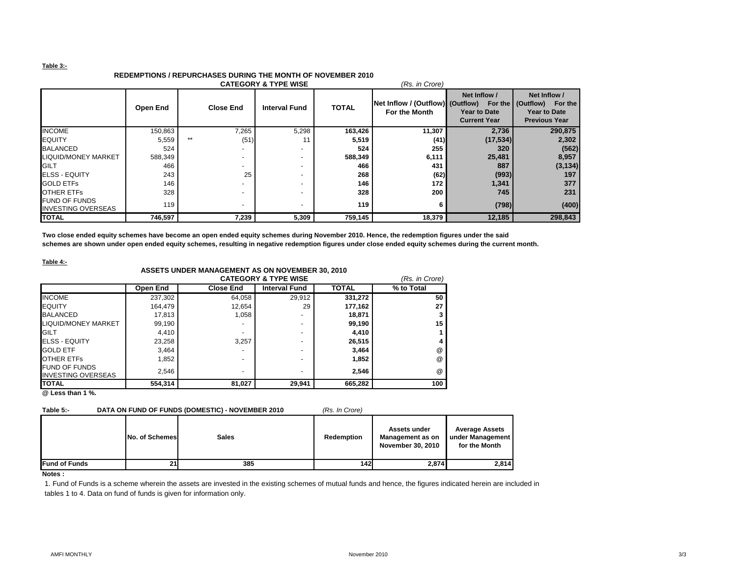**Table 3:-**

**REDEMPTIONS / REPURCHASES DURING THE MONTH OF NOVEMBER 2010**

**CATEGORY & TYPE WISE** *(Rs. in Crore)*

| | Open End | Close End | Interval Fund | TOTAL | Net Inflow / (Outflow) For the Month | Net Inflow / (Outflow) For the Year to Date Current Year | Net Inflow / (Outflow) For the Year to Date Previous Year |
|---|---|---|---|---|---|---|---|
| INCOME | 150,863 | 7,265 | 5,298 | **163,426** | **11,307** | **2,736** | **290,875** |
| EQUITY | 5,559 | ** (51) | 11 | **5,519** | **(41)** | **(17,534)** | **2,302** |
| BALANCED | 524 | - | - | **524** | **255** | **320** | **(562)** |
| LIQUID/MONEY MARKET | 588,349 | - | - | **588,349** | **6,111** | **25,481** | **8,957** |
| GILT | 466 | - | - | **466** | **431** | **887** | **(3,134)** |
| ELSS - EQUITY | 243 | 25 | - | **268** | **(62)** | **(993)** | **197** |
| GOLD ETFs | 146 | - | - | **146** | **172** | **1,341** | **377** |
| OTHER ETFs | 328 | - | - | **328** | **200** | **745** | **231** |
| FUND OF FUNDS INVESTING OVERSEAS | 119 | - | - | **119** | **6** | **(798)** | **(400)** |
| **TOTAL** | **746,597** | **7,239** | **5,309** | **759,145** | **18,379** | **12,185** | **298,843** |

**Two close ended equity schemes have become an open ended equity schemes during November 2010. Hence, the redemption figures under the said schemes are shown under open ended equity schemes, resulting in negative redemption figures under close ended equity schemes during the current month.**

**Table 4:-**

**ASSETS UNDER MANAGEMENT AS ON NOVEMBER 30, 2010**

**CATEGORY & TYPE WISE** *(Rs. in Crore)*

| | Open End | Close End | Interval Fund | TOTAL | % to Total |
|---|---|---|---|---|---|
| INCOME | 237,302 | 64,058 | 29,912 | **331,272** | **50** |
| EQUITY | 164,479 | 12,654 | 29 | **177,162** | **27** |
| BALANCED | 17,813 | 1,058 | - | **18,871** | **3** |
| LIQUID/MONEY MARKET | 99,190 | - | - | **99,190** | **15** |
| GILT | 4,410 | - | - | **4,410** | **1** |
| ELSS - EQUITY | 23,258 | 3,257 | - | **26,515** | **4** |
| GOLD ETF | 3,464 | - | - | **3,464** | @ |
| OTHER ETFs | 1,852 | - | - | **1,852** | @ |
| FUND OF FUNDS INVESTING OVERSEAS | 2,546 | - | - | **2,546** | @ |
| **TOTAL** | **554,314** | **81,027** | **29,941** | **665,282** | **100** |

**@ Less than 1 %.**

**Table 5:- DATA ON FUND OF FUNDS (DOMESTIC) - NOVEMBER 2010** *(Rs. In Crore)*

| | No. of Schemes | Sales | Redemption | Assets under Management as on November 30, 2010 | Average Assets under Management for the Month |
|---|---|---|---|---|---|
| **Fund of Funds** | **21** | **385** | **142** | **2,874** | **2,814** |

**Notes :**

1. Fund of Funds is a scheme wherein the assets are invested in the existing schemes of mutual funds and hence, the figures indicated herein are included in tables 1 to 4. Data on fund of funds is given for information only.